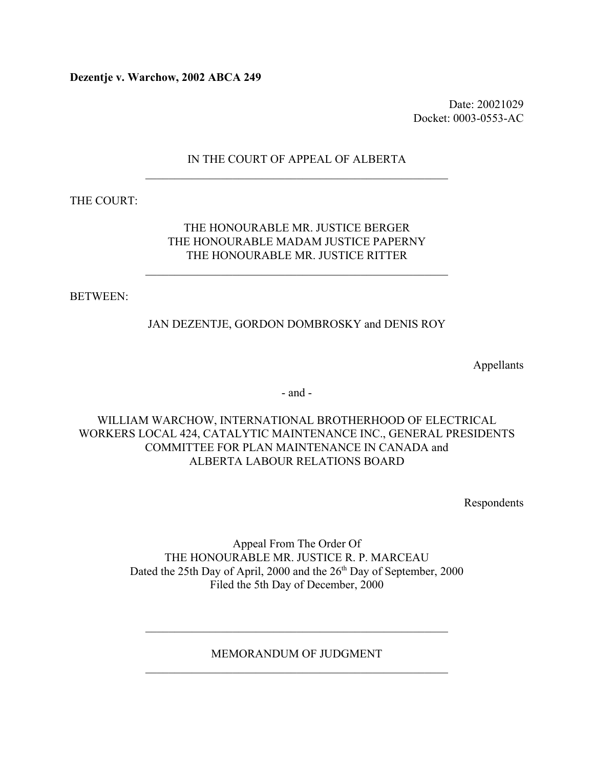**Dezentje v. Warchow, 2002 ABCA 249**

Date: 20021029
Docket: 0003-0553-AC

IN THE COURT OF APPEAL OF ALBERTA

---

THE COURT:

THE HONOURABLE MR. JUSTICE BERGER
THE HONOURABLE MADAM JUSTICE PAPERNY
THE HONOURABLE MR. JUSTICE RITTER

---

BETWEEN:

JAN DEZENTJE, GORDON DOMBROSKY and DENIS ROY

Appellants

\- and -

WILLIAM WARCHOW, INTERNATIONAL BROTHERHOOD OF ELECTRICAL WORKERS LOCAL 424, CATALYTIC MAINTENANCE INC., GENERAL PRESIDENTS COMMITTEE FOR PLAN MAINTENANCE IN CANADA and ALBERTA LABOUR RELATIONS BOARD

Respondents

Appeal From The Order Of
THE HONOURABLE MR. JUSTICE R. P. MARCEAU
Dated the 25th Day of April, 2000 and the 26th Day of September, 2000
Filed the 5th Day of December, 2000

---

MEMORANDUM OF JUDGMENT

---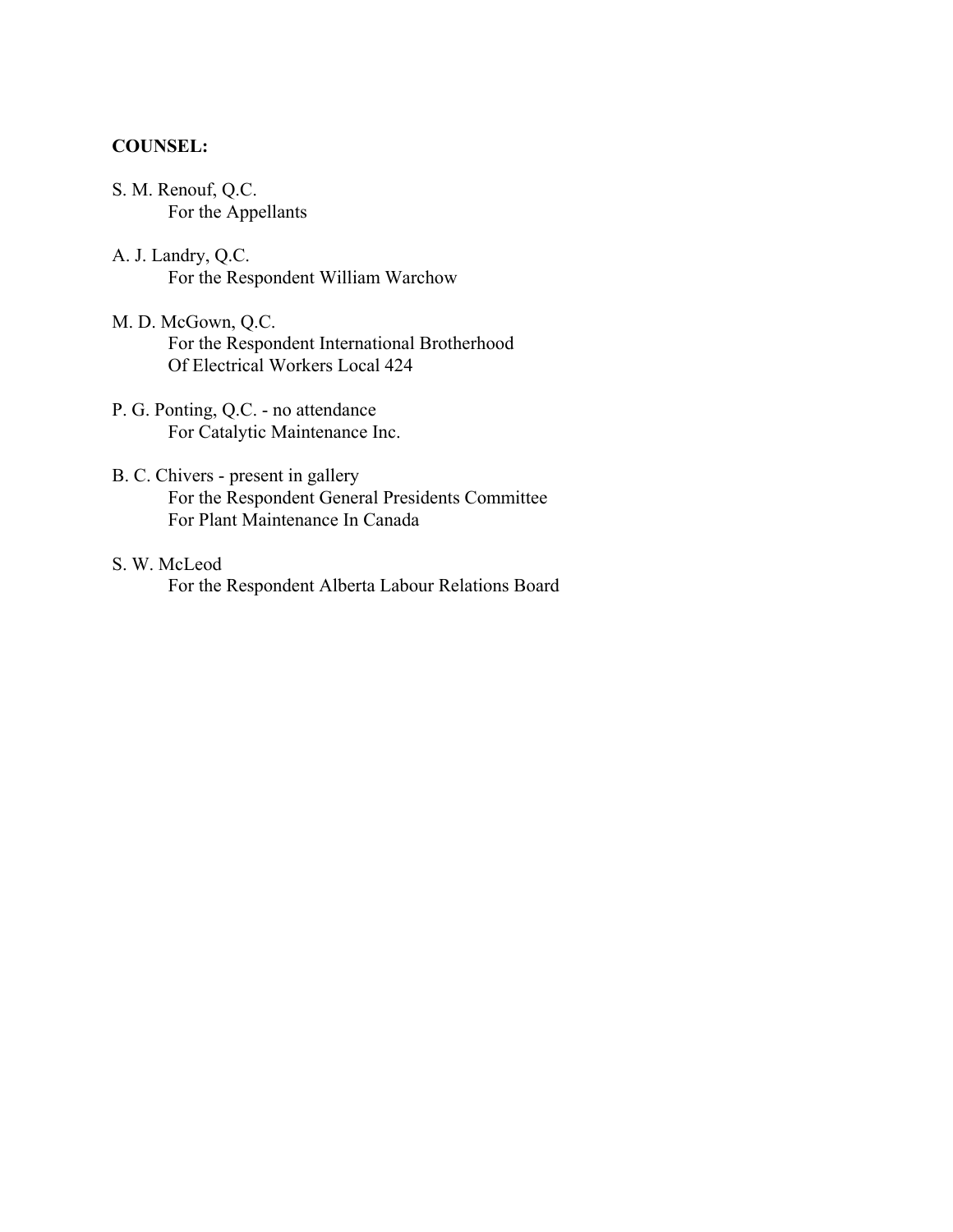**COUNSEL:**

S. M. Renouf, Q.C.
For the Appellants

A. J. Landry, Q.C.
For the Respondent William Warchow

M. D. McGown, Q.C.
For the Respondent International Brotherhood
Of Electrical Workers Local 424

P. G. Ponting, Q.C. - no attendance
For Catalytic Maintenance Inc.

B. C. Chivers - present in gallery
For the Respondent General Presidents Committee
For Plant Maintenance In Canada

S. W. McLeod
For the Respondent Alberta Labour Relations Board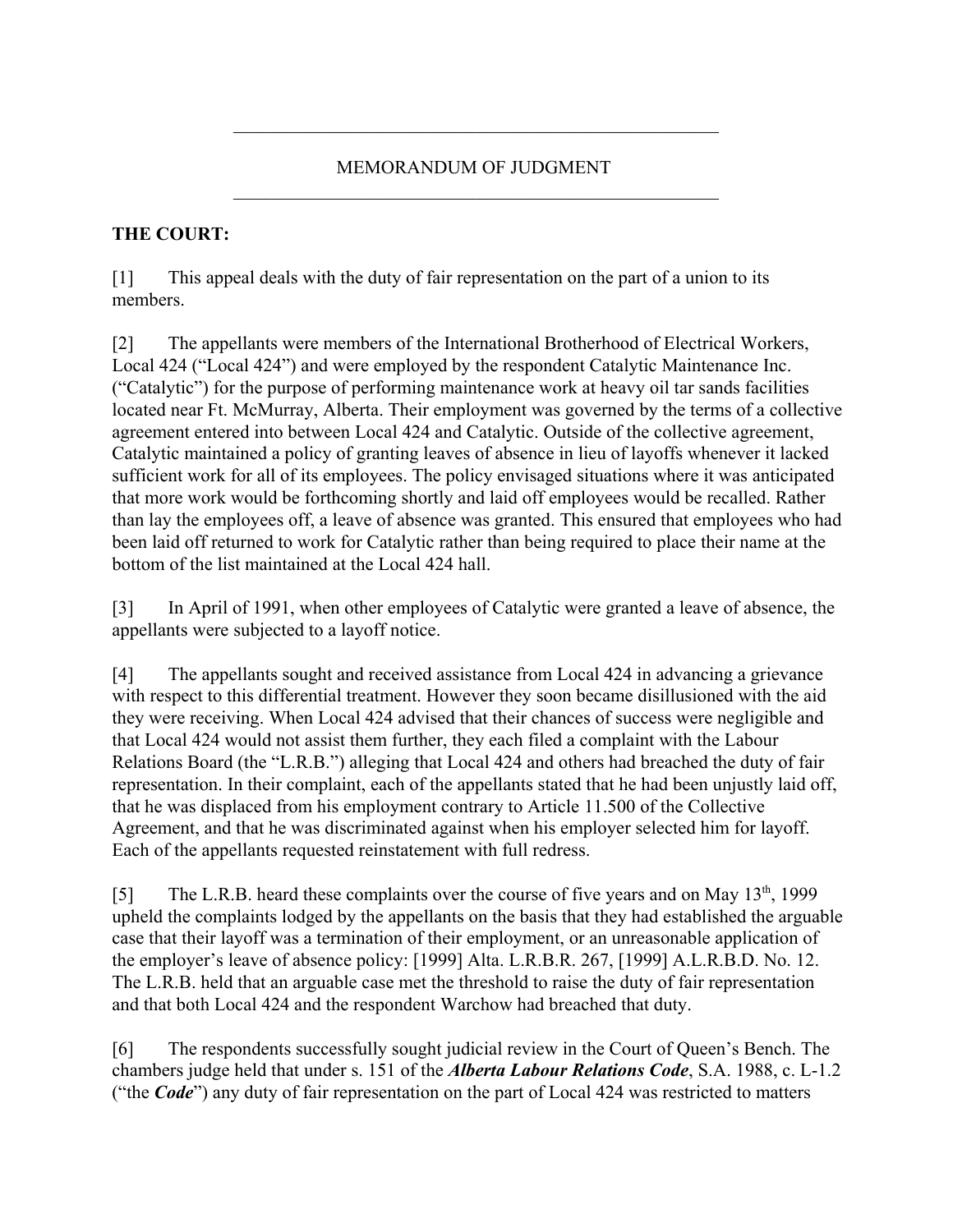## MEMORANDUM OF JUDGMENT

**THE COURT:**

[1] This appeal deals with the duty of fair representation on the part of a union to its members.

[2] The appellants were members of the International Brotherhood of Electrical Workers, Local 424 ("Local 424") and were employed by the respondent Catalytic Maintenance Inc. ("Catalytic") for the purpose of performing maintenance work at heavy oil tar sands facilities located near Ft. McMurray, Alberta. Their employment was governed by the terms of a collective agreement entered into between Local 424 and Catalytic. Outside of the collective agreement, Catalytic maintained a policy of granting leaves of absence in lieu of layoffs whenever it lacked sufficient work for all of its employees. The policy envisaged situations where it was anticipated that more work would be forthcoming shortly and laid off employees would be recalled. Rather than lay the employees off, a leave of absence was granted. This ensured that employees who had been laid off returned to work for Catalytic rather than being required to place their name at the bottom of the list maintained at the Local 424 hall.

[3] In April of 1991, when other employees of Catalytic were granted a leave of absence, the appellants were subjected to a layoff notice.

[4] The appellants sought and received assistance from Local 424 in advancing a grievance with respect to this differential treatment. However they soon became disillusioned with the aid they were receiving. When Local 424 advised that their chances of success were negligible and that Local 424 would not assist them further, they each filed a complaint with the Labour Relations Board (the "L.R.B.") alleging that Local 424 and others had breached the duty of fair representation. In their complaint, each of the appellants stated that he had been unjustly laid off, that he was displaced from his employment contrary to Article 11.500 of the Collective Agreement, and that he was discriminated against when his employer selected him for layoff. Each of the appellants requested reinstatement with full redress.

[5] The L.R.B. heard these complaints over the course of five years and on May 13th, 1999 upheld the complaints lodged by the appellants on the basis that they had established the arguable case that their layoff was a termination of their employment, or an unreasonable application of the employer's leave of absence policy: [1999] Alta. L.R.B.R. 267, [1999] A.L.R.B.D. No. 12. The L.R.B. held that an arguable case met the threshold to raise the duty of fair representation and that both Local 424 and the respondent Warchow had breached that duty.

[6] The respondents successfully sought judicial review in the Court of Queen's Bench. The chambers judge held that under s. 151 of the ***Alberta Labour Relations Code***, S.A. 1988, c. L-1.2 ("the ***Code***") any duty of fair representation on the part of Local 424 was restricted to matters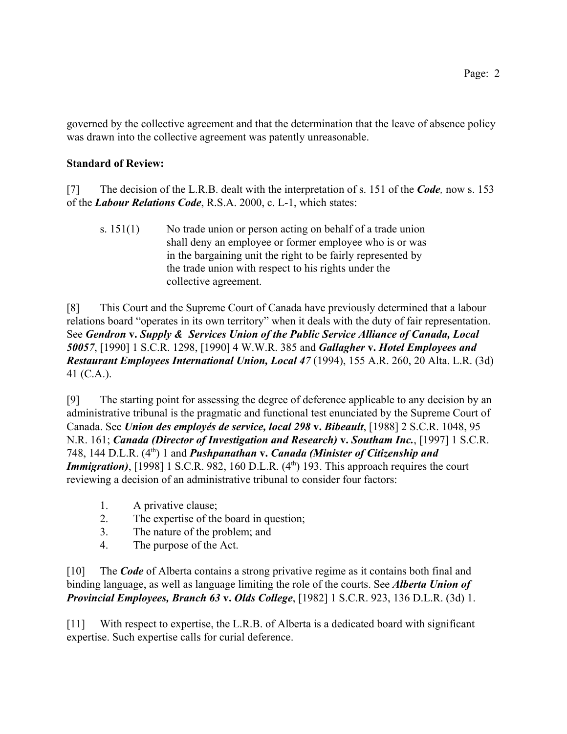governed by the collective agreement and that the determination that the leave of absence policy was drawn into the collective agreement was patently unreasonable.

**Standard of Review:**

[7] The decision of the L.R.B. dealt with the interpretation of s. 151 of the ***Code,*** now s. 153 of the ***Labour Relations Code***, R.S.A. 2000, c. L-1, which states:

> s. 151(1) No trade union or person acting on behalf of a trade union shall deny an employee or former employee who is or was in the bargaining unit the right to be fairly represented by the trade union with respect to his rights under the collective agreement.

[8] This Court and the Supreme Court of Canada have previously determined that a labour relations board "operates in its own territory" when it deals with the duty of fair representation. See ***Gendron* v. *Supply & Services Union of the Public Service Alliance of Canada, Local 50057***, [1990] 1 S.C.R. 1298, [1990] 4 W.W.R. 385 and ***Gallagher* v. *Hotel Employees and Restaurant Employees International Union, Local 47*** (1994), 155 A.R. 260, 20 Alta. L.R. (3d) 41 (C.A.).

[9] The starting point for assessing the degree of deference applicable to any decision by an administrative tribunal is the pragmatic and functional test enunciated by the Supreme Court of Canada. See ***Union des employés de service, local 298* v. *Bibeault***, [1988] 2 S.C.R. 1048, 95 N.R. 161; ***Canada (Director of Investigation and Research)* v. *Southam Inc.***, [1997] 1 S.C.R. 748, 144 D.L.R. (4th) 1 and ***Pushpanathan* v. *Canada (Minister of Citizenship and Immigration)***, [1998] 1 S.C.R. 982, 160 D.L.R. (4th) 193. This approach requires the court reviewing a decision of an administrative tribunal to consider four factors:

1. A privative clause;
2. The expertise of the board in question;
3. The nature of the problem; and
4. The purpose of the Act.

[10] The ***Code*** of Alberta contains a strong privative regime as it contains both final and binding language, as well as language limiting the role of the courts. See ***Alberta Union of Provincial Employees, Branch 63* v. *Olds College***, [1982] 1 S.C.R. 923, 136 D.L.R. (3d) 1.

[11] With respect to expertise, the L.R.B. of Alberta is a dedicated board with significant expertise. Such expertise calls for curial deference.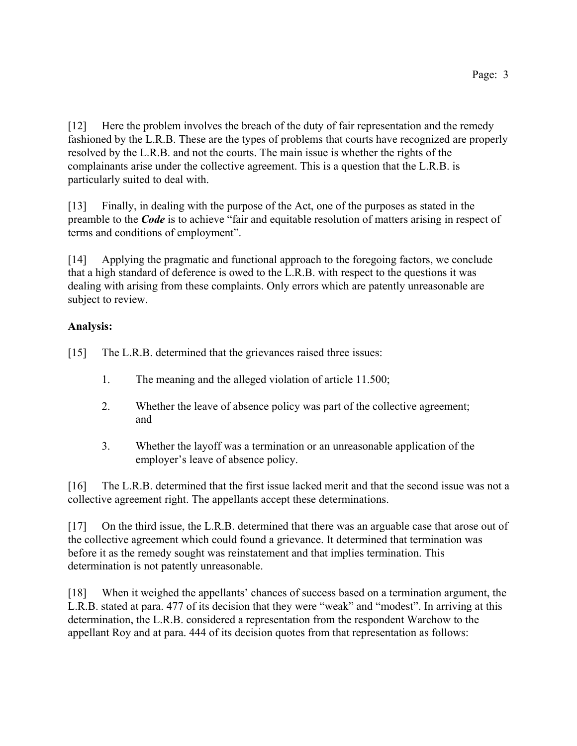[12] Here the problem involves the breach of the duty of fair representation and the remedy fashioned by the L.R.B. These are the types of problems that courts have recognized are properly resolved by the L.R.B. and not the courts. The main issue is whether the rights of the complainants arise under the collective agreement. This is a question that the L.R.B. is particularly suited to deal with.

[13] Finally, in dealing with the purpose of the Act, one of the purposes as stated in the preamble to the ***Code*** is to achieve "fair and equitable resolution of matters arising in respect of terms and conditions of employment".

[14] Applying the pragmatic and functional approach to the foregoing factors, we conclude that a high standard of deference is owed to the L.R.B. with respect to the questions it was dealing with arising from these complaints. Only errors which are patently unreasonable are subject to review.

**Analysis:**

[15] The L.R.B. determined that the grievances raised three issues:

1. The meaning and the alleged violation of article 11.500;
2. Whether the leave of absence policy was part of the collective agreement; and
3. Whether the layoff was a termination or an unreasonable application of the employer's leave of absence policy.

[16] The L.R.B. determined that the first issue lacked merit and that the second issue was not a collective agreement right. The appellants accept these determinations.

[17] On the third issue, the L.R.B. determined that there was an arguable case that arose out of the collective agreement which could found a grievance. It determined that termination was before it as the remedy sought was reinstatement and that implies termination. This determination is not patently unreasonable.

[18] When it weighed the appellants' chances of success based on a termination argument, the L.R.B. stated at para. 477 of its decision that they were "weak" and "modest". In arriving at this determination, the L.R.B. considered a representation from the respondent Warchow to the appellant Roy and at para. 444 of its decision quotes from that representation as follows: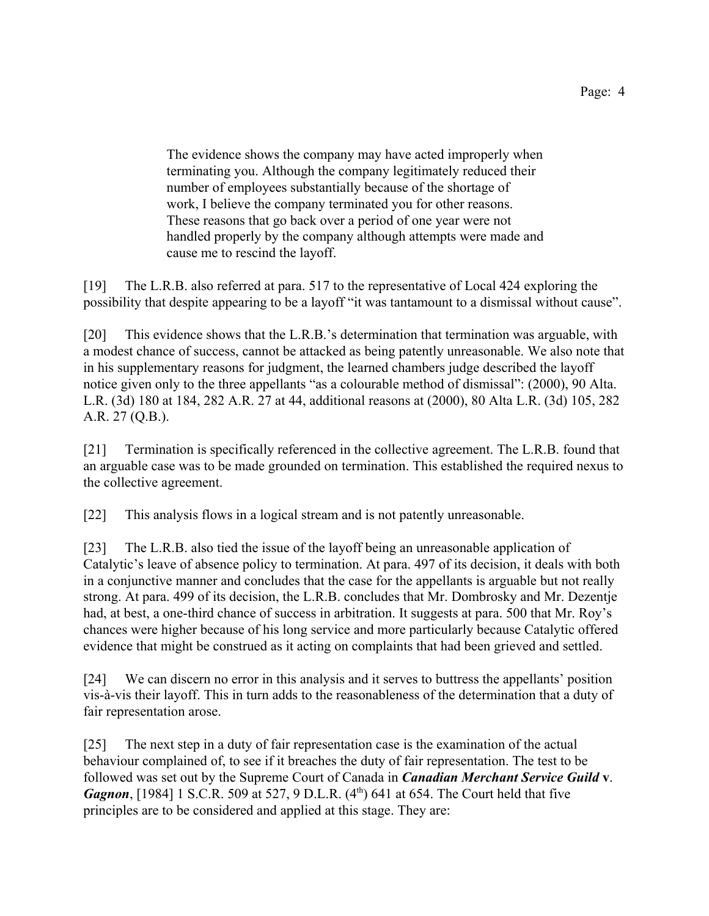> The evidence shows the company may have acted improperly when terminating you. Although the company legitimately reduced their number of employees substantially because of the shortage of work, I believe the company terminated you for other reasons. These reasons that go back over a period of one year were not handled properly by the company although attempts were made and cause me to rescind the layoff.

[19] The L.R.B. also referred at para. 517 to the representative of Local 424 exploring the possibility that despite appearing to be a layoff "it was tantamount to a dismissal without cause".

[20] This evidence shows that the L.R.B.'s determination that termination was arguable, with a modest chance of success, cannot be attacked as being patently unreasonable. We also note that in his supplementary reasons for judgment, the learned chambers judge described the layoff notice given only to the three appellants "as a colourable method of dismissal": (2000), 90 Alta. L.R. (3d) 180 at 184, 282 A.R. 27 at 44, additional reasons at (2000), 80 Alta L.R. (3d) 105, 282 A.R. 27 (Q.B.).

[21] Termination is specifically referenced in the collective agreement. The L.R.B. found that an arguable case was to be made grounded on termination. This established the required nexus to the collective agreement.

[22] This analysis flows in a logical stream and is not patently unreasonable.

[23] The L.R.B. also tied the issue of the layoff being an unreasonable application of Catalytic's leave of absence policy to termination. At para. 497 of its decision, it deals with both in a conjunctive manner and concludes that the case for the appellants is arguable but not really strong. At para. 499 of its decision, the L.R.B. concludes that Mr. Dombrosky and Mr. Dezentje had, at best, a one-third chance of success in arbitration. It suggests at para. 500 that Mr. Roy's chances were higher because of his long service and more particularly because Catalytic offered evidence that might be construed as it acting on complaints that had been grieved and settled.

[24] We can discern no error in this analysis and it serves to buttress the appellants' position vis-à-vis their layoff. This in turn adds to the reasonableness of the determination that a duty of fair representation arose.

[25] The next step in a duty of fair representation case is the examination of the actual behaviour complained of, to see if it breaches the duty of fair representation. The test to be followed was set out by the Supreme Court of Canada in ***Canadian Merchant Service Guild* v. *Gagnon***, [1984] 1 S.C.R. 509 at 527, 9 D.L.R. (4th) 641 at 654. The Court held that five principles are to be considered and applied at this stage. They are: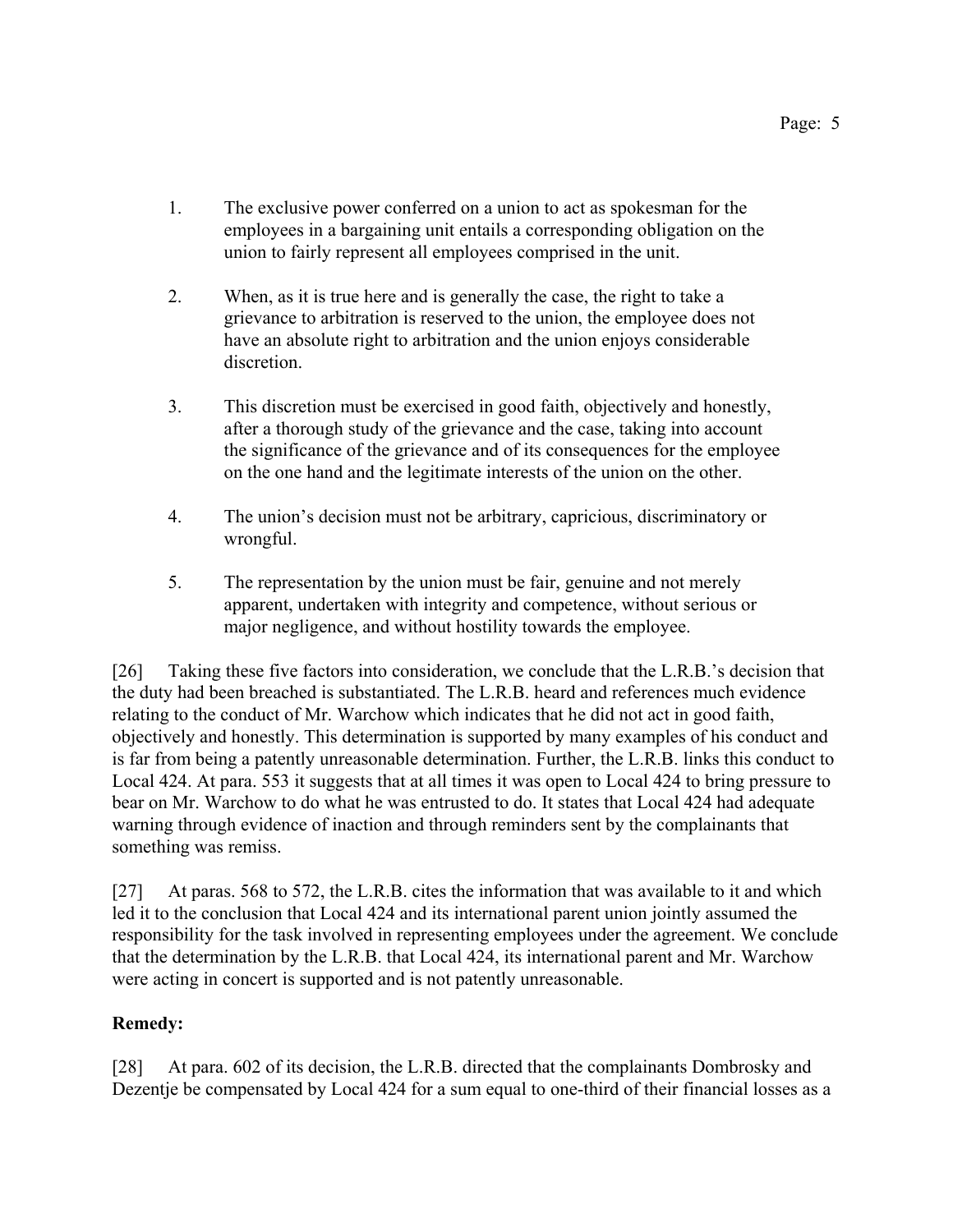1. The exclusive power conferred on a union to act as spokesman for the employees in a bargaining unit entails a corresponding obligation on the union to fairly represent all employees comprised in the unit.

2. When, as it is true here and is generally the case, the right to take a grievance to arbitration is reserved to the union, the employee does not have an absolute right to arbitration and the union enjoys considerable discretion.

3. This discretion must be exercised in good faith, objectively and honestly, after a thorough study of the grievance and the case, taking into account the significance of the grievance and of its consequences for the employee on the one hand and the legitimate interests of the union on the other.

4. The union's decision must not be arbitrary, capricious, discriminatory or wrongful.

5. The representation by the union must be fair, genuine and not merely apparent, undertaken with integrity and competence, without serious or major negligence, and without hostility towards the employee.

[26] Taking these five factors into consideration, we conclude that the L.R.B.'s decision that the duty had been breached is substantiated. The L.R.B. heard and references much evidence relating to the conduct of Mr. Warchow which indicates that he did not act in good faith, objectively and honestly. This determination is supported by many examples of his conduct and is far from being a patently unreasonable determination. Further, the L.R.B. links this conduct to Local 424. At para. 553 it suggests that at all times it was open to Local 424 to bring pressure to bear on Mr. Warchow to do what he was entrusted to do. It states that Local 424 had adequate warning through evidence of inaction and through reminders sent by the complainants that something was remiss.

[27] At paras. 568 to 572, the L.R.B. cites the information that was available to it and which led it to the conclusion that Local 424 and its international parent union jointly assumed the responsibility for the task involved in representing employees under the agreement. We conclude that the determination by the L.R.B. that Local 424, its international parent and Mr. Warchow were acting in concert is supported and is not patently unreasonable.

**Remedy:**

[28] At para. 602 of its decision, the L.R.B. directed that the complainants Dombrosky and Dezentje be compensated by Local 424 for a sum equal to one-third of their financial losses as a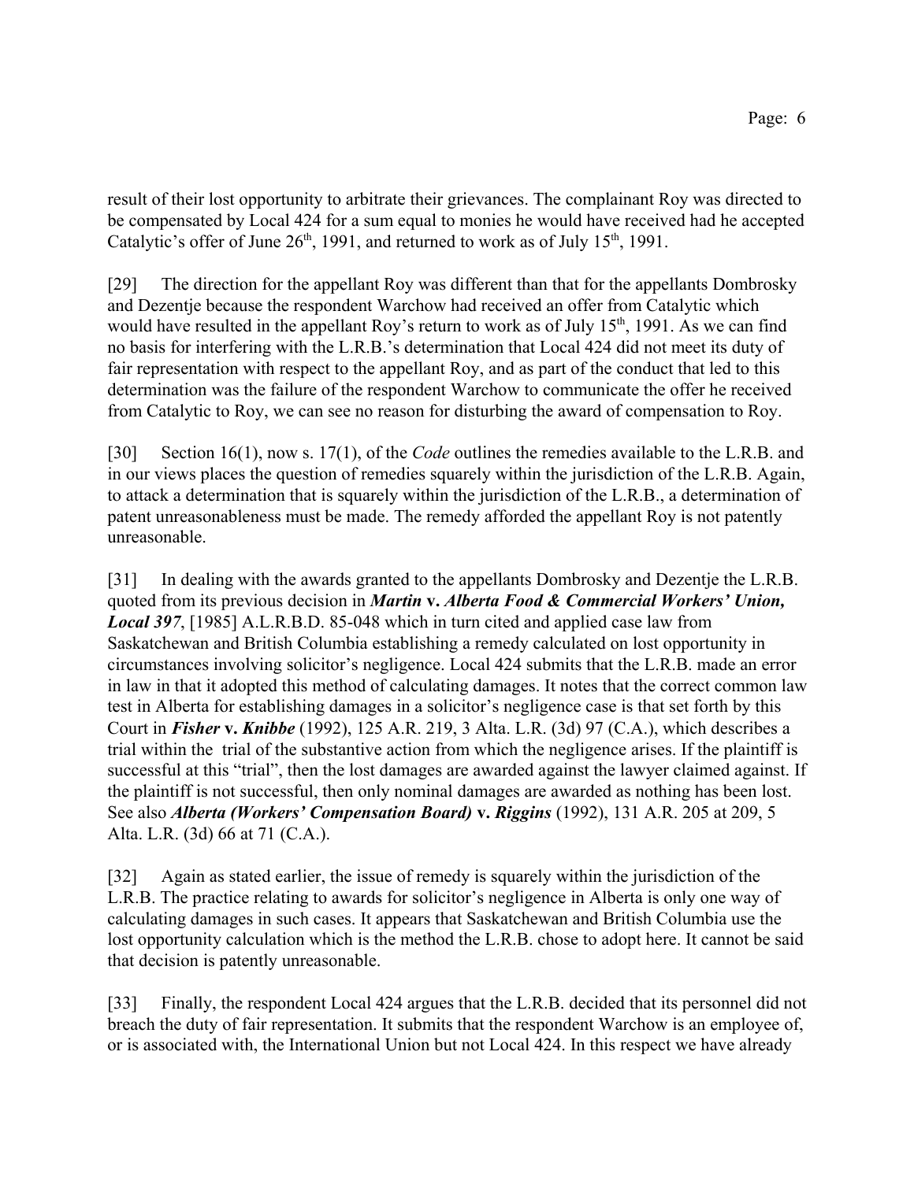result of their lost opportunity to arbitrate their grievances. The complainant Roy was directed to be compensated by Local 424 for a sum equal to monies he would have received had he accepted Catalytic's offer of June 26th, 1991, and returned to work as of July 15th, 1991.

[29] The direction for the appellant Roy was different than that for the appellants Dombrosky and Dezentje because the respondent Warchow had received an offer from Catalytic which would have resulted in the appellant Roy's return to work as of July 15th, 1991. As we can find no basis for interfering with the L.R.B.'s determination that Local 424 did not meet its duty of fair representation with respect to the appellant Roy, and as part of the conduct that led to this determination was the failure of the respondent Warchow to communicate the offer he received from Catalytic to Roy, we can see no reason for disturbing the award of compensation to Roy.

[30] Section 16(1), now s. 17(1), of the *Code* outlines the remedies available to the L.R.B. and in our views places the question of remedies squarely within the jurisdiction of the L.R.B. Again, to attack a determination that is squarely within the jurisdiction of the L.R.B., a determination of patent unreasonableness must be made. The remedy afforded the appellant Roy is not patently unreasonable.

[31] In dealing with the awards granted to the appellants Dombrosky and Dezentje the L.R.B. quoted from its previous decision in ***Martin* v. *Alberta Food & Commercial Workers' Union, Local 397***, [1985] A.L.R.B.D. 85-048 which in turn cited and applied case law from Saskatchewan and British Columbia establishing a remedy calculated on lost opportunity in circumstances involving solicitor's negligence. Local 424 submits that the L.R.B. made an error in law in that it adopted this method of calculating damages. It notes that the correct common law test in Alberta for establishing damages in a solicitor's negligence case is that set forth by this Court in ***Fisher* v. *Knibbe*** (1992), 125 A.R. 219, 3 Alta. L.R. (3d) 97 (C.A.), which describes a trial within the trial of the substantive action from which the negligence arises. If the plaintiff is successful at this "trial", then the lost damages are awarded against the lawyer claimed against. If the plaintiff is not successful, then only nominal damages are awarded as nothing has been lost. See also ***Alberta (Workers' Compensation Board)* v. *Riggins*** (1992), 131 A.R. 205 at 209, 5 Alta. L.R. (3d) 66 at 71 (C.A.).

[32] Again as stated earlier, the issue of remedy is squarely within the jurisdiction of the L.R.B. The practice relating to awards for solicitor's negligence in Alberta is only one way of calculating damages in such cases. It appears that Saskatchewan and British Columbia use the lost opportunity calculation which is the method the L.R.B. chose to adopt here. It cannot be said that decision is patently unreasonable.

[33] Finally, the respondent Local 424 argues that the L.R.B. decided that its personnel did not breach the duty of fair representation. It submits that the respondent Warchow is an employee of, or is associated with, the International Union but not Local 424. In this respect we have already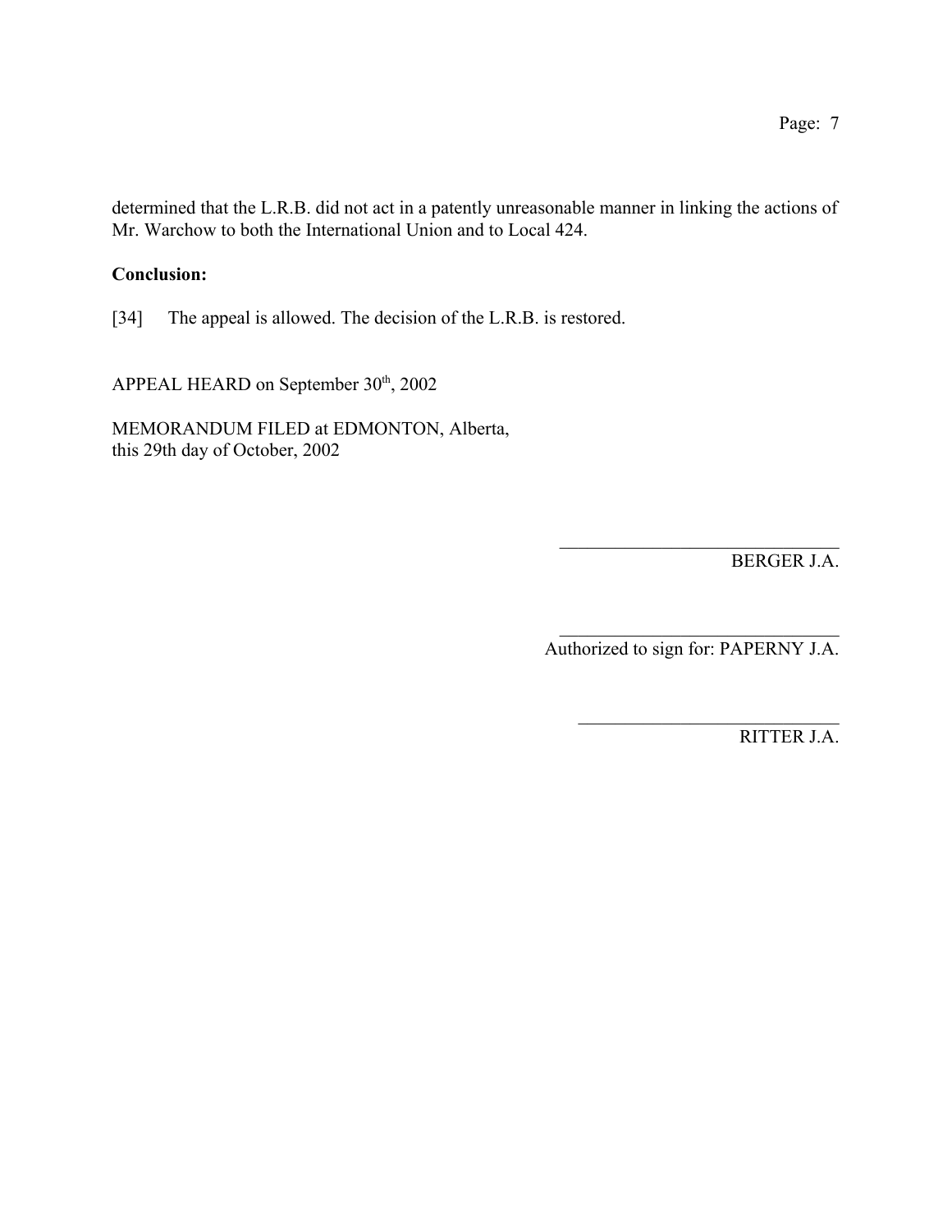determined that the L.R.B. did not act in a patently unreasonable manner in linking the actions of Mr. Warchow to both the International Union and to Local 424.

**Conclusion:**

[34] The appeal is allowed. The decision of the L.R.B. is restored.

APPEAL HEARD on September 30th, 2002

MEMORANDUM FILED at EDMONTON, Alberta,
this 29th day of October, 2002

BERGER J.A.

Authorized to sign for: PAPERNY J.A.

RITTER J.A.